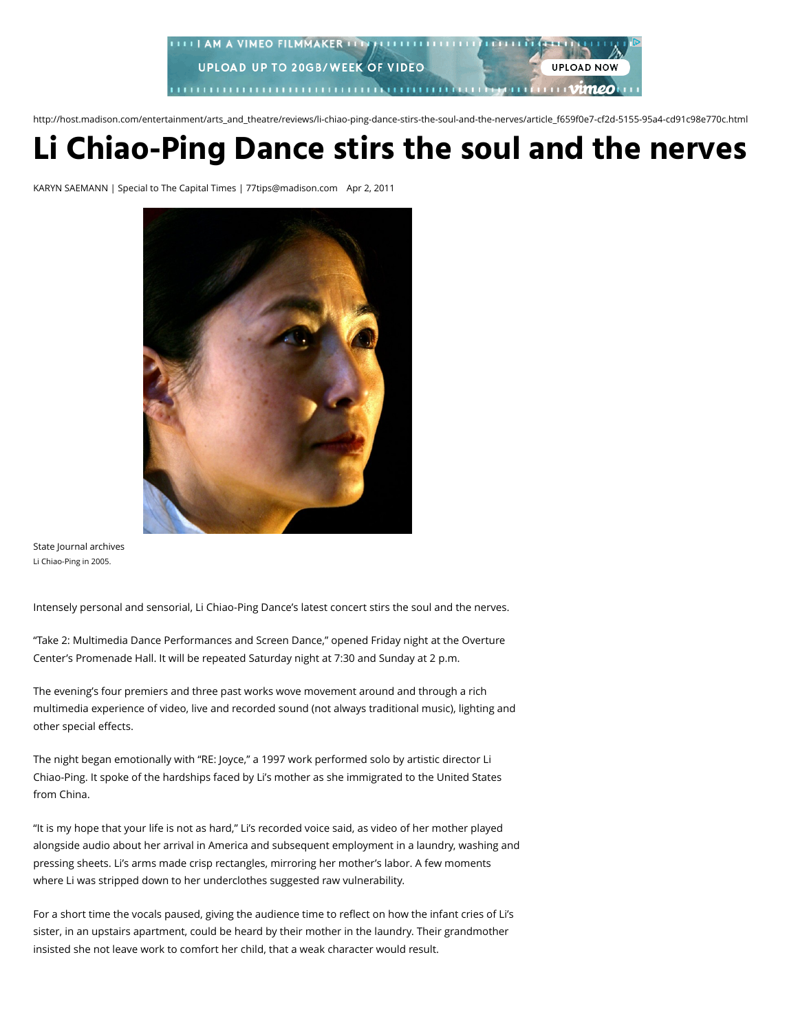http://host.madison.com/entertainment/arts_and_theatre/reviews/li-chiao-ping-dance-stirs-the-soul-and-the-nerves/article_f659f0e7-cf2d-5155-95a4-cd91c98e770c.html

# Li Chiao-Ping Dance stirs the soul and the nerves

KARYN SAEMANN | Special to The Capital Times | 77tips@madison.com Apr 2, 2011

State Journal archives
Li Chiao-Ping in 2005.

Intensely personal and sensorial, Li Chiao-Ping Dance's latest concert stirs the soul and the nerves.

"Take 2: Multimedia Dance Performances and Screen Dance," opened Friday night at the Overture Center's Promenade Hall. It will be repeated Saturday night at 7:30 and Sunday at 2 p.m.

The evening's four premiers and three past works wove movement around and through a rich multimedia experience of video, live and recorded sound (not always traditional music), lighting and other special effects.

The night began emotionally with "RE: Joyce," a 1997 work performed solo by artistic director Li Chiao-Ping. It spoke of the hardships faced by Li's mother as she immigrated to the United States from China.

"It is my hope that your life is not as hard," Li's recorded voice said, as video of her mother played alongside audio about her arrival in America and subsequent employment in a laundry, washing and pressing sheets. Li's arms made crisp rectangles, mirroring her mother's labor. A few moments where Li was stripped down to her underclothes suggested raw vulnerability.

For a short time the vocals paused, giving the audience time to reflect on how the infant cries of Li's sister, in an upstairs apartment, could be heard by their mother in the laundry. Their grandmother insisted she not leave work to comfort her child, that a weak character would result.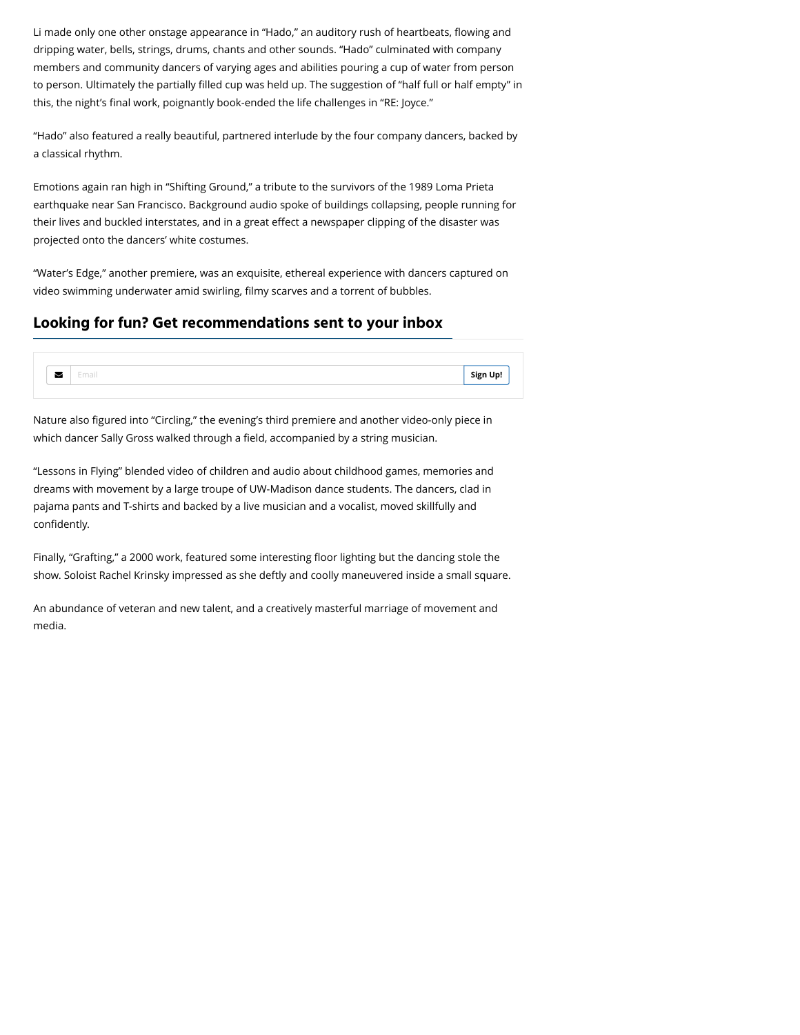Li made only one other onstage appearance in "Hado," an auditory rush of heartbeats, flowing and dripping water, bells, strings, drums, chants and other sounds. "Hado" culminated with company members and community dancers of varying ages and abilities pouring a cup of water from person to person. Ultimately the partially filled cup was held up. The suggestion of "half full or half empty" in this, the night's final work, poignantly book-ended the life challenges in "RE: Joyce."

"Hado" also featured a really beautiful, partnered interlude by the four company dancers, backed by a classical rhythm.

Emotions again ran high in "Shifting Ground," a tribute to the survivors of the 1989 Loma Prieta earthquake near San Francisco. Background audio spoke of buildings collapsing, people running for their lives and buckled interstates, and in a great effect a newspaper clipping of the disaster was projected onto the dancers' white costumes.

"Water's Edge," another premiere, was an exquisite, ethereal experience with dancers captured on video swimming underwater amid swirling, filmy scarves and a torrent of bubbles.

## Looking for fun? Get recommendations sent to your inbox

Email **Sign Up!**

Nature also figured into "Circling," the evening's third premiere and another video-only piece in which dancer Sally Gross walked through a field, accompanied by a string musician.

"Lessons in Flying" blended video of children and audio about childhood games, memories and dreams with movement by a large troupe of UW-Madison dance students. The dancers, clad in pajama pants and T-shirts and backed by a live musician and a vocalist, moved skillfully and confidently.

Finally, "Grafting," a 2000 work, featured some interesting floor lighting but the dancing stole the show. Soloist Rachel Krinsky impressed as she deftly and coolly maneuvered inside a small square.

An abundance of veteran and new talent, and a creatively masterful marriage of movement and media.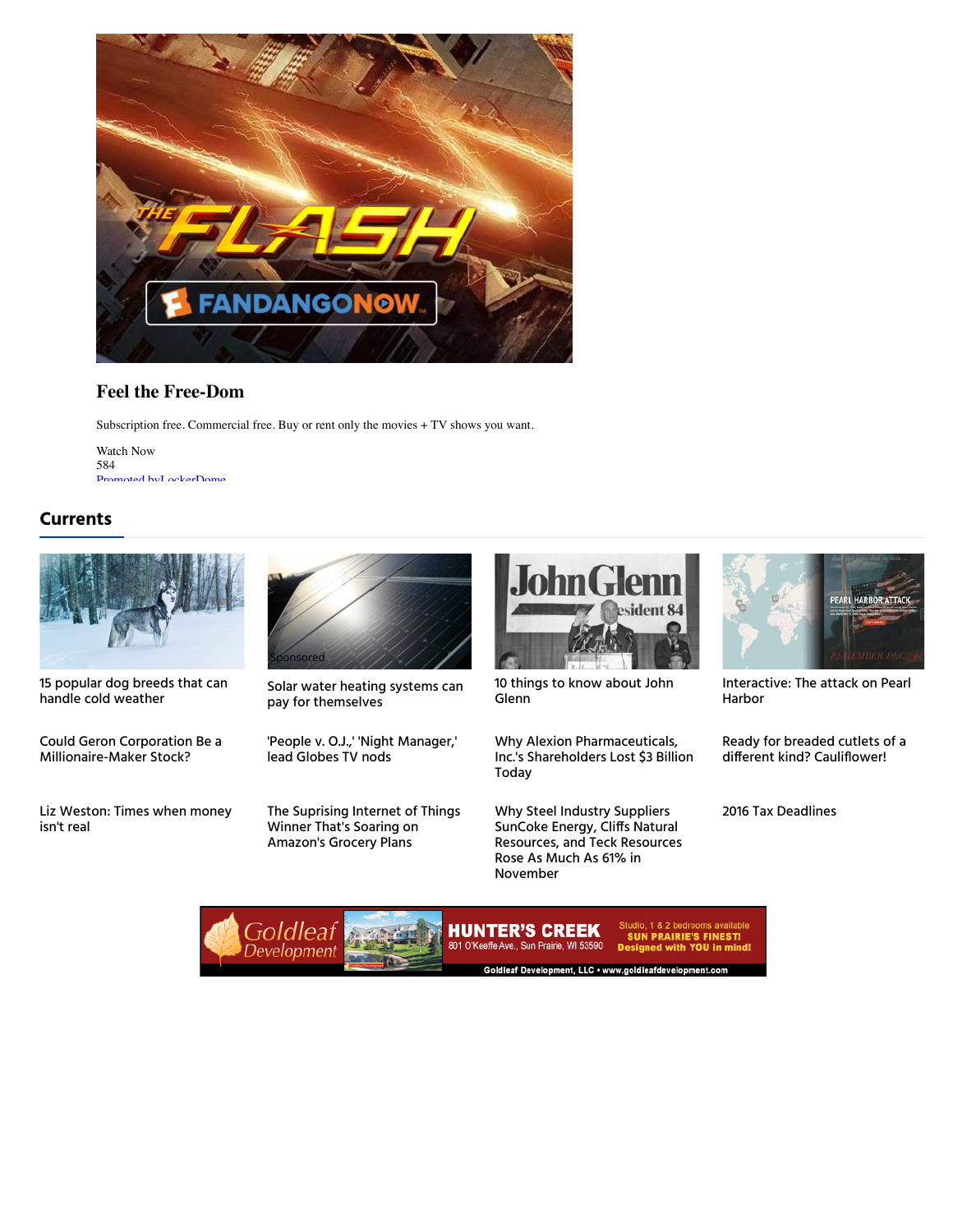### Feel the Free-Dom

Subscription free. Commercial free. Buy or rent only the movies + TV shows you want.

Watch Now
584
Promoted by LockerDome

## Currents

15 popular dog breeds that can handle cold weather

Sponsored
Solar water heating systems can pay for themselves

10 things to know about John Glenn

Interactive: The attack on Pearl Harbor

Could Geron Corporation Be a Millionaire-Maker Stock?

'People v. O.J.,' 'Night Manager,' lead Globes TV nods

Why Alexion Pharmaceuticals, Inc.'s Shareholders Lost $3 Billion Today

Ready for breaded cutlets of a different kind? Cauliflower!

Liz Weston: Times when money isn't real

The Suprising Internet of Things Winner That's Soaring on Amazon's Grocery Plans

Why Steel Industry Suppliers SunCoke Energy, Cliffs Natural Resources, and Teck Resources Rose As Much As 61% in November

2016 Tax Deadlines